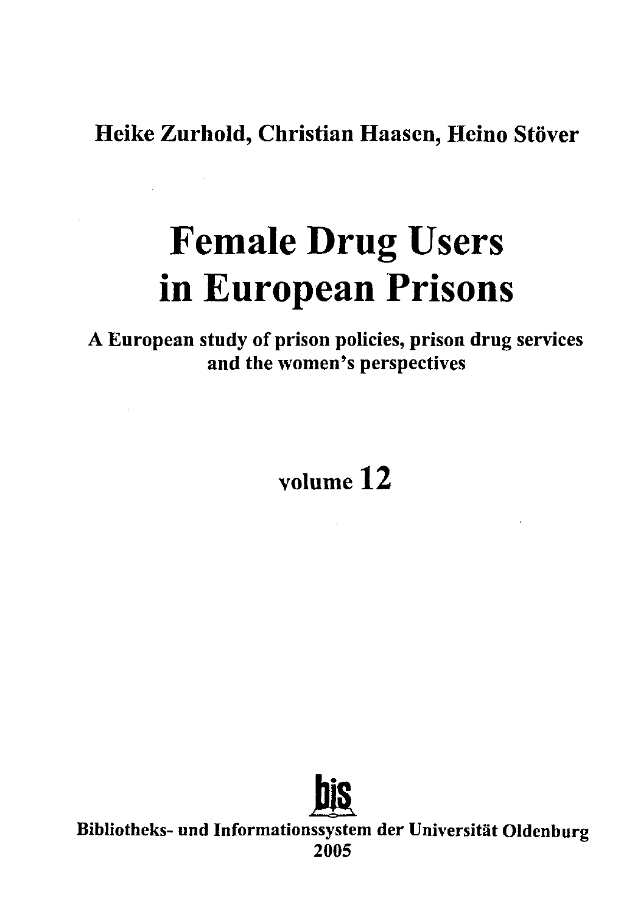**Heike Zurhold, Christian Haasen, Heino Stöver**

# Female Drug Users in European Prisons

**A European study of prison policies, prison drug services and the women's perspectives**

**volume 12**

**bis**

**Bibliotheks- und Informationssystem der Universität Oldenburg**
**2005**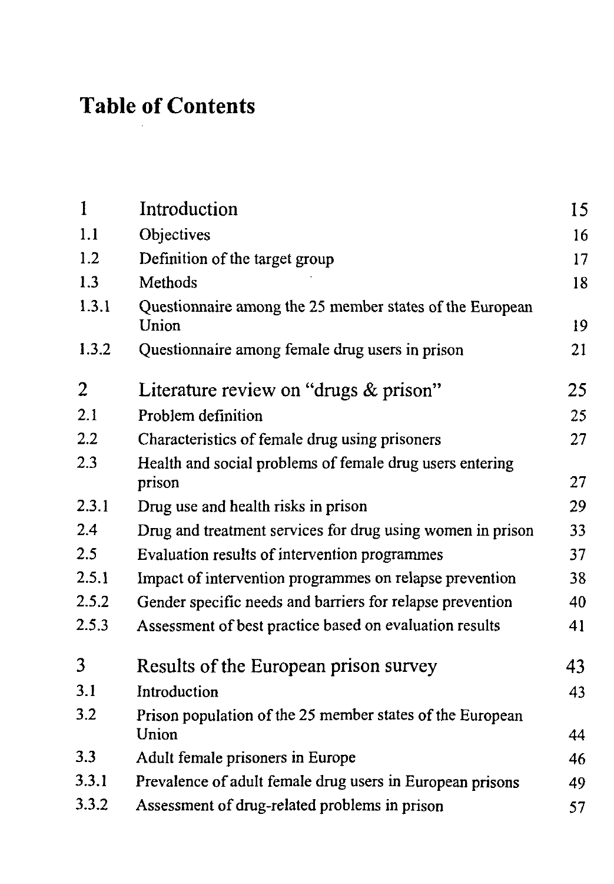# Table of Contents

| | | |
|---|---|---|
| 1 | Introduction | 15 |
| 1.1 | Objectives | 16 |
| 1.2 | Definition of the target group | 17 |
| 1.3 | Methods | 18 |
| 1.3.1 | Questionnaire among the 25 member states of the European Union | 19 |
| 1.3.2 | Questionnaire among female drug users in prison | 21 |
| 2 | Literature review on "drugs & prison" | 25 |
| 2.1 | Problem definition | 25 |
| 2.2 | Characteristics of female drug using prisoners | 27 |
| 2.3 | Health and social problems of female drug users entering prison | 27 |
| 2.3.1 | Drug use and health risks in prison | 29 |
| 2.4 | Drug and treatment services for drug using women in prison | 33 |
| 2.5 | Evaluation results of intervention programmes | 37 |
| 2.5.1 | Impact of intervention programmes on relapse prevention | 38 |
| 2.5.2 | Gender specific needs and barriers for relapse prevention | 40 |
| 2.5.3 | Assessment of best practice based on evaluation results | 41 |
| 3 | Results of the European prison survey | 43 |
| 3.1 | Introduction | 43 |
| 3.2 | Prison population of the 25 member states of the European Union | 44 |
| 3.3 | Adult female prisoners in Europe | 46 |
| 3.3.1 | Prevalence of adult female drug users in European prisons | 49 |
| 3.3.2 | Assessment of drug-related problems in prison | 57 |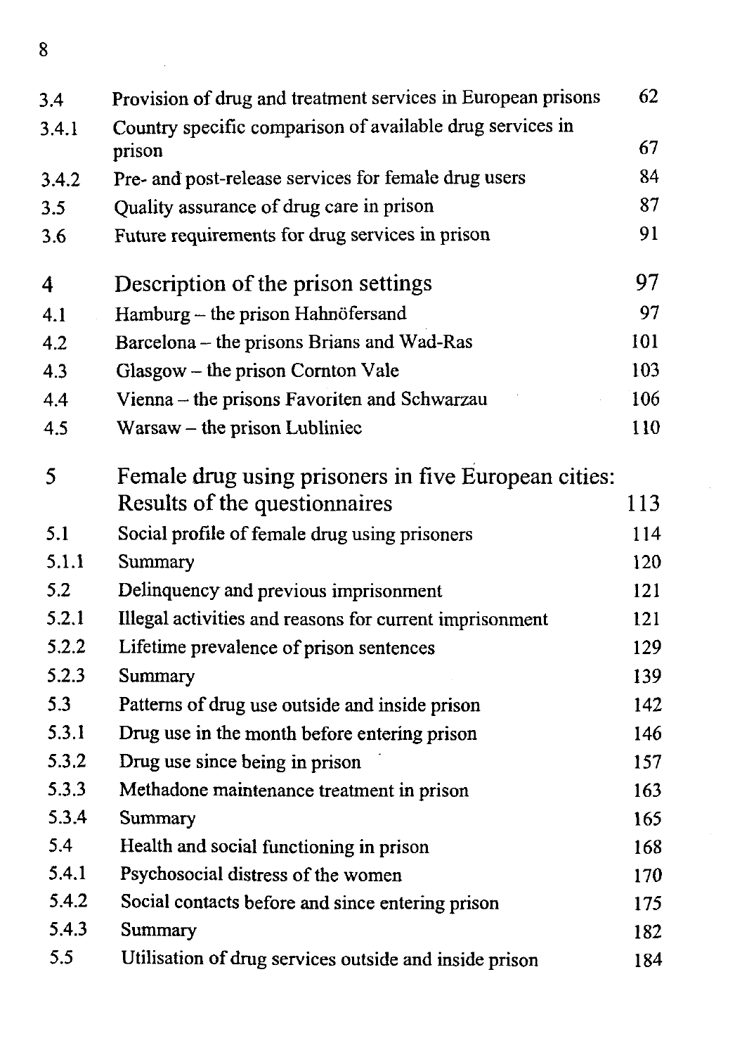| | | |
|---|---|---|
| 3.4 | Provision of drug and treatment services in European prisons | 62 |
| 3.4.1 | Country specific comparison of available drug services in prison | 67 |
| 3.4.2 | Pre- and post-release services for female drug users | 84 |
| 3.5 | Quality assurance of drug care in prison | 87 |
| 3.6 | Future requirements for drug services in prison | 91 |
| **4** | **Description of the prison settings** | **97** |
| 4.1 | Hamburg – the prison Hahnöfersand | 97 |
| 4.2 | Barcelona – the prisons Brians and Wad-Ras | 101 |
| 4.3 | Glasgow – the prison Cornton Vale | 103 |
| 4.4 | Vienna – the prisons Favoriten and Schwarzau | 106 |
| 4.5 | Warsaw – the prison Lubliniec | 110 |
| **5** | **Female drug using prisoners in five European cities: Results of the questionnaires** | **113** |
| 5.1 | Social profile of female drug using prisoners | 114 |
| 5.1.1 | Summary | 120 |
| 5.2 | Delinquency and previous imprisonment | 121 |
| 5.2.1 | Illegal activities and reasons for current imprisonment | 121 |
| 5.2.2 | Lifetime prevalence of prison sentences | 129 |
| 5.2.3 | Summary | 139 |
| 5.3 | Patterns of drug use outside and inside prison | 142 |
| 5.3.1 | Drug use in the month before entering prison | 146 |
| 5.3.2 | Drug use since being in prison | 157 |
| 5.3.3 | Methadone maintenance treatment in prison | 163 |
| 5.3.4 | Summary | 165 |
| 5.4 | Health and social functioning in prison | 168 |
| 5.4.1 | Psychosocial distress of the women | 170 |
| 5.4.2 | Social contacts before and since entering prison | 175 |
| 5.4.3 | Summary | 182 |
| 5.5 | Utilisation of drug services outside and inside prison | 184 |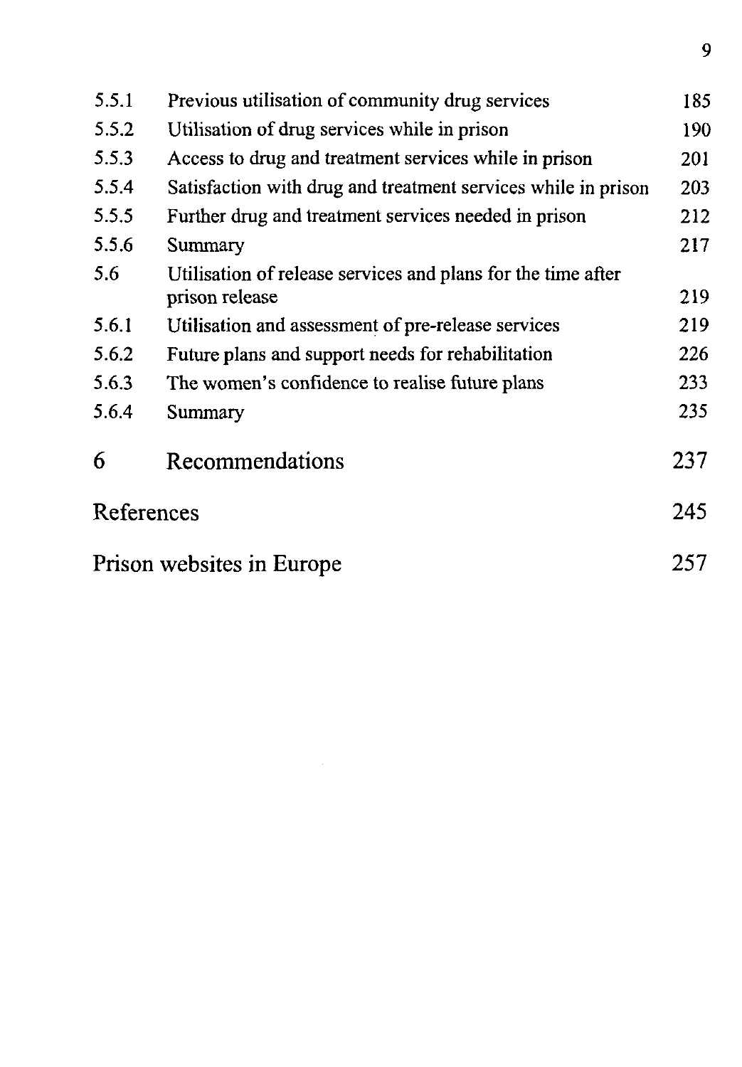| | | |
|---|---|---|
| 5.5.1 | Previous utilisation of community drug services | 185 |
| 5.5.2 | Utilisation of drug services while in prison | 190 |
| 5.5.3 | Access to drug and treatment services while in prison | 201 |
| 5.5.4 | Satisfaction with drug and treatment services while in prison | 203 |
| 5.5.5 | Further drug and treatment services needed in prison | 212 |
| 5.5.6 | Summary | 217 |
| 5.6 | Utilisation of release services and plans for the time after prison release | 219 |
| 5.6.1 | Utilisation and assessment of pre-release services | 219 |
| 5.6.2 | Future plans and support needs for rehabilitation | 226 |
| 5.6.3 | The women's confidence to realise future plans | 233 |
| 5.6.4 | Summary | 235 |
| **6** | **Recommendations** | **237** |
| **References** | | **245** |
| **Prison websites in Europe** | | **257** |